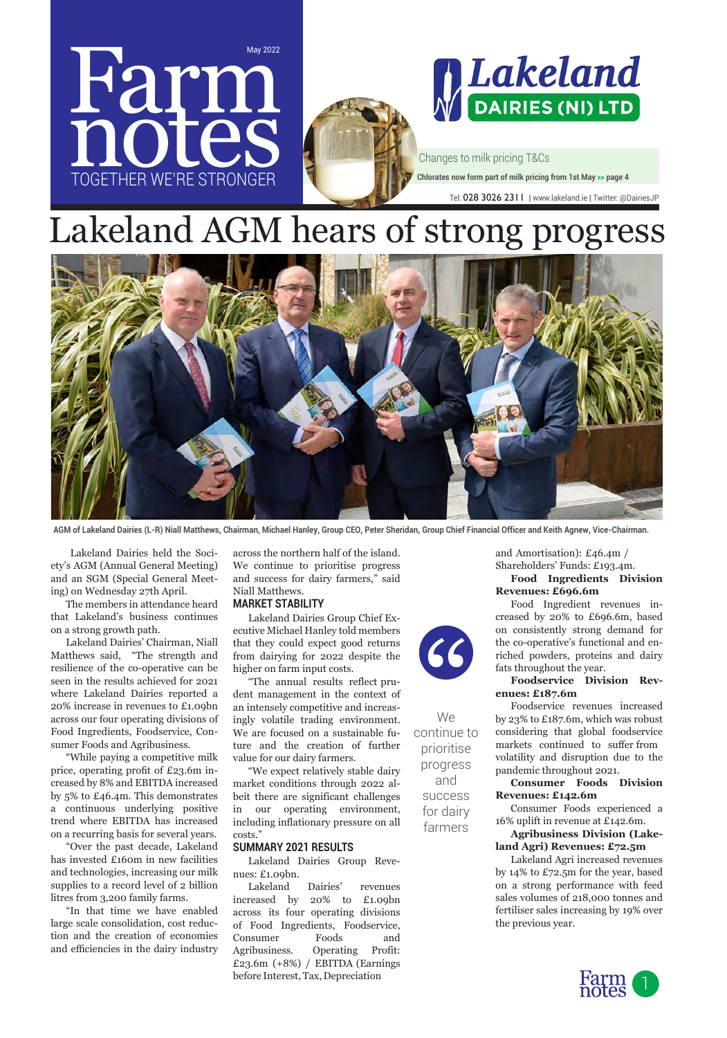# Farm notes

May 2022

TOGETHER WE'RE STRONGER

**Lakeland DAIRIES (NI) LTD**

Changes to milk pricing T&Cs

**Chlorates now form part of milk pricing from 1st May >> page 4**

Tel: 028 3026 2311 | www.lakeland.ie | Twitter: @DairiesJP

# Lakeland AGM hears of strong progress

**AGM of Lakeland Dairies (L-R) Niall Matthews, Chairman, Michael Hanley, Group CEO, Peter Sheridan, Group Chief Financial Officer and Keith Agnew, Vice-Chairman.**

Lakeland Dairies held the Society's AGM (Annual General Meeting) and an SGM (Special General Meeting) on Wednesday 27th April.

The members in attendance heard that Lakeland's business continues on a strong growth path.

Lakeland Dairies' Chairman, Niall Matthews said, "The strength and resilience of the co-operative can be seen in the results achieved for 2021 where Lakeland Dairies reported a 20% increase in revenues to £1.09bn across our four operating divisions of Food Ingredients, Foodservice, Consumer Foods and Agribusiness.

"While paying a competitive milk price, operating profit of £23.6m increased by 8% and EBITDA increased by 5% to £46.4m. This demonstrates a continuous underlying positive trend where EBITDA has increased on a recurring basis for several years.

"Over the past decade, Lakeland has invested £160m in new facilities and technologies, increasing our milk supplies to a record level of 2 billion litres from 3,200 family farms.

"In that time we have enabled large scale consolidation, cost reduction and the creation of economies and efficiencies in the dairy industry across the northern half of the island. We continue to prioritise progress and success for dairy farmers," said Niall Matthews.

## MARKET STABILITY

Lakeland Dairies Group Chief Executive Michael Hanley told members that they could expect good returns from dairying for 2022 despite the higher on farm input costs.

"The annual results reflect prudent management in the context of an intensely competitive and increasingly volatile trading environment. We are focused on a sustainable future and the creation of further value for our dairy farmers.

"We expect relatively stable dairy market conditions through 2022 albeit there are significant challenges in our operating environment, including inflationary pressure on all costs."

> We continue to prioritise progress and success for dairy farmers

## SUMMARY 2021 RESULTS

Lakeland Dairies Group Revenues: £1.09bn.

Lakeland Dairies' revenues increased by 20% to £1.09bn across its four operating divisions of Food Ingredients, Foodservice, Consumer Foods and Agribusiness. Operating Profit: £23.6m (+8%) / EBITDA (Earnings before Interest, Tax, Depreciation and Amortisation): £46.4m / Shareholders' Funds: £193.4m.

**Food Ingredients Division Revenues: £696.6m**

Food Ingredient revenues increased by 20% to £696.6m, based on consistently strong demand for the co-operative's functional and enriched powders, proteins and dairy fats throughout the year.

**Foodservice Division Revenues: £187.6m**

Foodservice revenues increased by 23% to £187.6m, which was robust considering that global foodservice markets continued to suffer from volatility and disruption due to the pandemic throughout 2021.

**Consumer Foods Division Revenues: £142.6m**

Consumer Foods experienced a 16% uplift in revenue at £142.6m.

**Agribusiness Division (Lakeland Agri) Revenues: £72.5m**

Lakeland Agri increased revenues by 14% to £72.5m for the year, based on a strong performance with feed sales volumes of 218,000 tonnes and fertiliser sales increasing by 19% over the previous year.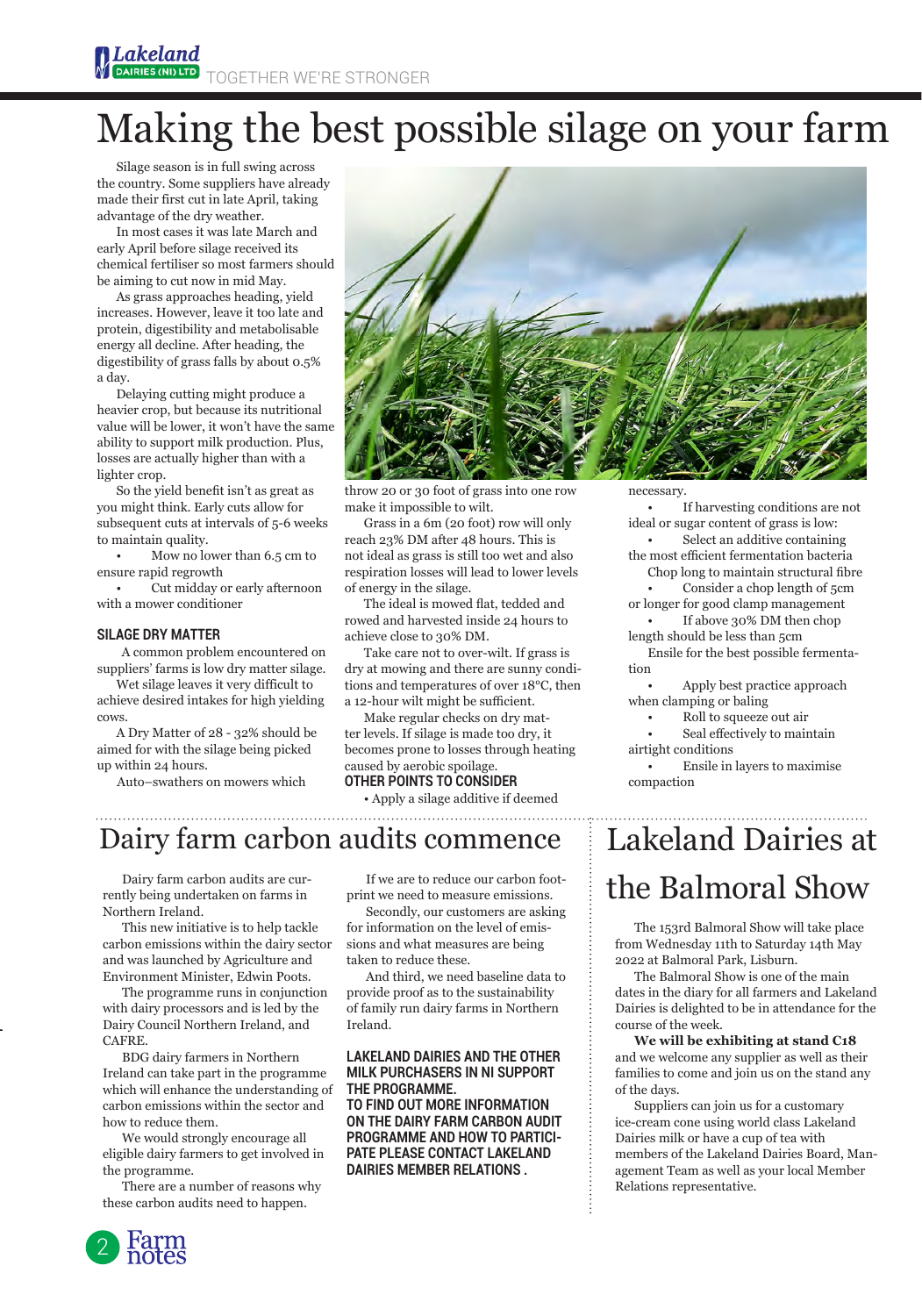# Making the best possible silage on your farm

Silage season is in full swing across the country. Some suppliers have already made their first cut in late April, taking advantage of the dry weather.

In most cases it was late March and early April before silage received its chemical fertiliser so most farmers should be aiming to cut now in mid May.

As grass approaches heading, yield increases. However, leave it too late and protein, digestibility and metabolisable energy all decline. After heading, the digestibility of grass falls by about 0.5% a day.

Delaying cutting might produce a heavier crop, but because its nutritional value will be lower, it won't have the same ability to support milk production. Plus, losses are actually higher than with a lighter crop.

So the yield benefit isn't as great as you might think. Early cuts allow for subsequent cuts at intervals of 5-6 weeks to maintain quality.

- Mow no lower than 6.5 cm to ensure rapid regrowth
- Cut midday or early afternoon with a mower conditioner

### SILAGE DRY MATTER

A common problem encountered on suppliers' farms is low dry matter silage.

Wet silage leaves it very difficult to achieve desired intakes for high yielding cows.

A Dry Matter of 28 - 32% should be aimed for with the silage being picked up within 24 hours.

Auto–swathers on mowers which throw 20 or 30 foot of grass into one row make it impossible to wilt.

Grass in a 6m (20 foot) row will only reach 23% DM after 48 hours. This is not ideal as grass is still too wet and also respiration losses will lead to lower levels of energy in the silage.

The ideal is mowed flat, tedded and rowed and harvested inside 24 hours to achieve close to 30% DM.

Take care not to over-wilt. If grass is dry at mowing and there are sunny conditions and temperatures of over 18°C, then a 12-hour wilt might be sufficient.

Make regular checks on dry matter levels. If silage is made too dry, it becomes prone to losses through heating caused by aerobic spoilage.

### OTHER POINTS TO CONSIDER

- Apply a silage additive if deemed necessary.
- If harvesting conditions are not ideal or sugar content of grass is low:
- Select an additive containing the most efficient fermentation bacteria

Chop long to maintain structural fibre

- Consider a chop length of 5cm or longer for good clamp management
- If above 30% DM then chop length should be less than 5cm

Ensile for the best possible fermentation

- Apply best practice approach when clamping or baling
- Roll to squeeze out air
- Seal effectively to maintain airtight conditions
- Ensile in layers to maximise compaction

# Dairy farm carbon audits commence

Dairy farm carbon audits are currently being undertaken on farms in Northern Ireland.

This new initiative is to help tackle carbon emissions within the dairy sector and was launched by Agriculture and Environment Minister, Edwin Poots.

The programme runs in conjunction with dairy processors and is led by the Dairy Council Northern Ireland, and CAFRE.

BDG dairy farmers in Northern Ireland can take part in the programme which will enhance the understanding of carbon emissions within the sector and how to reduce them.

We would strongly encourage all eligible dairy farmers to get involved in the programme.

There are a number of reasons why these carbon audits need to happen.

If we are to reduce our carbon footprint we need to measure emissions.

Secondly, our customers are asking for information on the level of emissions and what measures are being taken to reduce these.

And third, we need baseline data to provide proof as to the sustainability of family run dairy farms in Northern Ireland.

**LAKELAND DAIRIES AND THE OTHER MILK PURCHASERS IN NI SUPPORT THE PROGRAMME.**

**TO FIND OUT MORE INFORMATION ON THE DAIRY FARM CARBON AUDIT PROGRAMME AND HOW TO PARTICIPATE PLEASE CONTACT LAKELAND DAIRIES MEMBER RELATIONS .**

# Lakeland Dairies at the Balmoral Show

The 153rd Balmoral Show will take place from Wednesday 11th to Saturday 14th May 2022 at Balmoral Park, Lisburn.

The Balmoral Show is one of the main dates in the diary for all farmers and Lakeland Dairies is delighted to be in attendance for the course of the week.

**We will be exhibiting at stand C18** and we welcome any supplier as well as their families to come and join us on the stand any of the days.

Suppliers can join us for a customary ice-cream cone using world class Lakeland Dairies milk or have a cup of tea with members of the Lakeland Dairies Board, Management Team as well as your local Member Relations representative.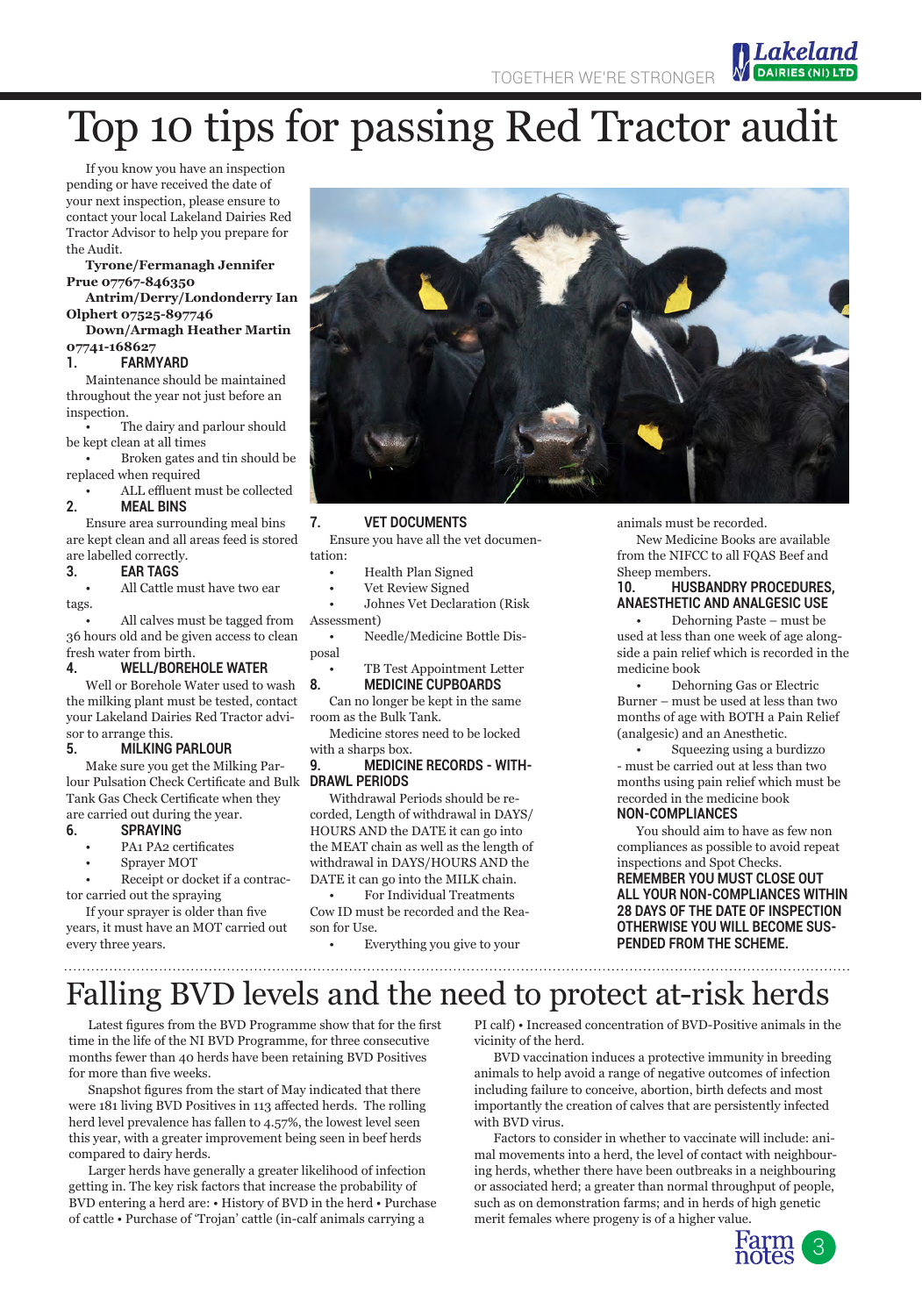# Top 10 tips for passing Red Tractor audit

If you know you have an inspection pending or have received the date of your next inspection, please ensure to contact your local Lakeland Dairies Red Tractor Advisor to help you prepare for the Audit.

**Tyrone/Fermanagh Jennifer Prue 07767-846350**

**Antrim/Derry/Londonderry Ian Olphert 07525-897746**

**Down/Armagh Heather Martin 07741-168627**

### 1. FARMYARD

Maintenance should be maintained throughout the year not just before an inspection.

- The dairy and parlour should be kept clean at all times
- Broken gates and tin should be replaced when required
- ALL effluent must be collected

### 2. MEAL BINS

Ensure area surrounding meal bins are kept clean and all areas feed is stored are labelled correctly.

### 3. EAR TAGS

- All Cattle must have two ear tags.
- All calves must be tagged from 36 hours old and be given access to clean fresh water from birth.

### 4. WELL/BOREHOLE WATER

Well or Borehole Water used to wash the milking plant must be tested, contact your Lakeland Dairies Red Tractor advisor to arrange this.

### 5. MILKING PARLOUR

Make sure you get the Milking Parlour Pulsation Check Certificate and Bulk Tank Gas Check Certificate when they are carried out during the year.

### 6. SPRAYING

- PA1 PA2 certificates
- Sprayer MOT
- Receipt or docket if a contractor carried out the spraying

If your sprayer is older than five years, it must have an MOT carried out every three years.

### 7. VET DOCUMENTS

Ensure you have all the vet documentation:

- Health Plan Signed
- Vet Review Signed
- Johnes Vet Declaration (Risk Assessment)
- Needle/Medicine Bottle Disposal
- TB Test Appointment Letter

### 8. MEDICINE CUPBOARDS

Can no longer be kept in the same room as the Bulk Tank.

Medicine stores need to be locked with a sharps box.

### 9. MEDICINE RECORDS - WITHDRAWL PERIODS

Withdrawal Periods should be recorded, Length of withdrawal in DAYS/HOURS AND the DATE it can go into the MEAT chain as well as the length of withdrawal in DAYS/HOURS AND the DATE it can go into the MILK chain.

- For Individual Treatments Cow ID must be recorded and the Reason for Use.
- Everything you give to your animals must be recorded.

New Medicine Books are available from the NIFCC to all FQAS Beef and Sheep members.

### 10. HUSBANDRY PROCEDURES, ANAESTHETIC AND ANALGESIC USE

- Dehorning Paste – must be used at less than one week of age alongside a pain relief which is recorded in the medicine book
- Dehorning Gas or Electric Burner – must be used at less than two months of age with BOTH a Pain Relief (analgesic) and an Anesthetic.
- Squeezing using a burdizzo - must be carried out at less than two months using pain relief which must be recorded in the medicine book

### NON-COMPLIANCES

You should aim to have as few non compliances as possible to avoid repeat inspections and Spot Checks.

**REMEMBER YOU MUST CLOSE OUT ALL YOUR NON-COMPLIANCES WITHIN 28 DAYS OF THE DATE OF INSPECTION OTHERWISE YOU WILL BECOME SUSPENDED FROM THE SCHEME.**

# Falling BVD levels and the need to protect at-risk herds

Latest figures from the BVD Programme show that for the first time in the life of the NI BVD Programme, for three consecutive months fewer than 40 herds have been retaining BVD Positives for more than five weeks.

Snapshot figures from the start of May indicated that there were 181 living BVD Positives in 113 affected herds. The rolling herd level prevalence has fallen to 4.57%, the lowest level seen this year, with a greater improvement being seen in beef herds compared to dairy herds.

Larger herds have generally a greater likelihood of infection getting in. The key risk factors that increase the probability of BVD entering a herd are: • History of BVD in the herd • Purchase of cattle • Purchase of 'Trojan' cattle (in-calf animals carrying a PI calf) • Increased concentration of BVD-Positive animals in the vicinity of the herd.

BVD vaccination induces a protective immunity in breeding animals to help avoid a range of negative outcomes of infection including failure to conceive, abortion, birth defects and most importantly the creation of calves that are persistently infected with BVD virus.

Factors to consider in whether to vaccinate will include: animal movements into a herd, the level of contact with neighbouring herds, whether there have been outbreaks in a neighbouring or associated herd; a greater than normal throughput of people, such as on demonstration farms; and in herds of high genetic merit females where progeny is of a higher value.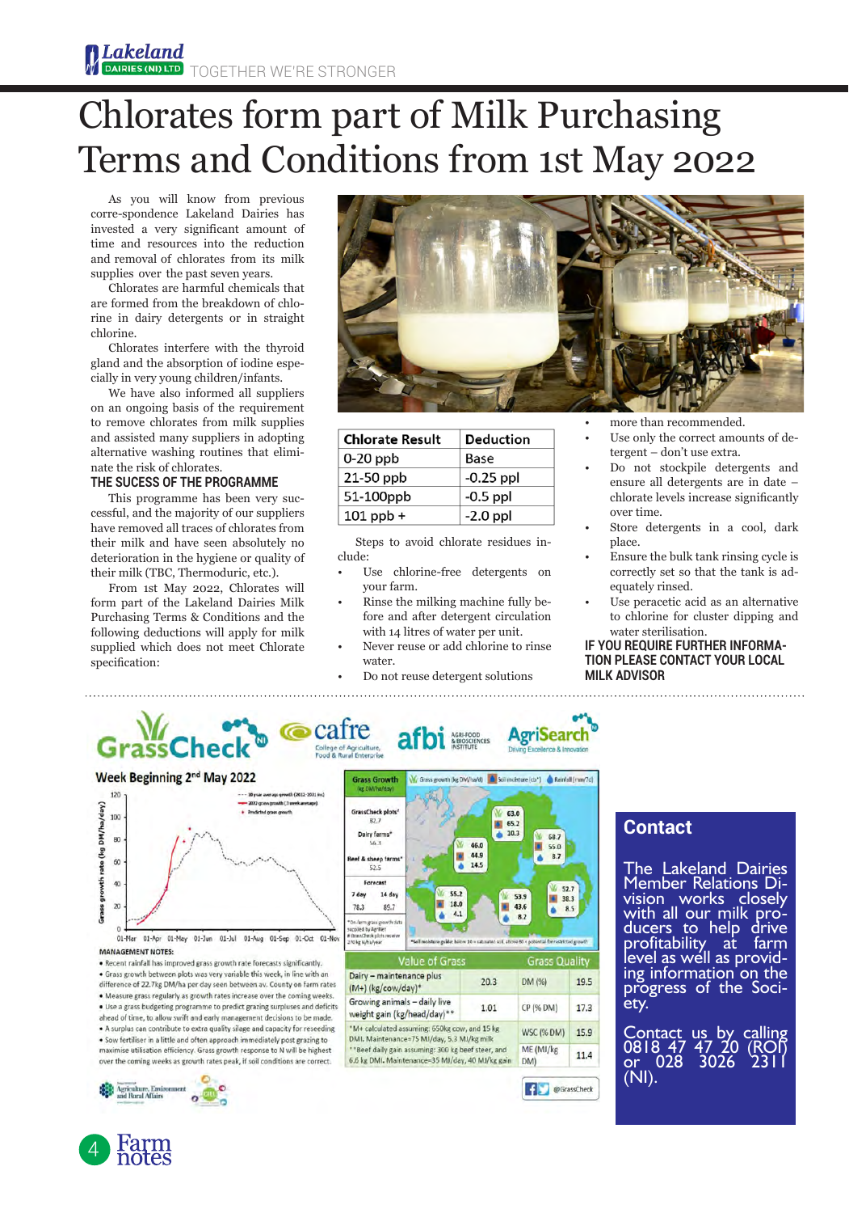# Chlorates form part of Milk Purchasing Terms and Conditions from 1st May 2022

As you will know from previous corre-spondence Lakeland Dairies has invested a very significant amount of time and resources into the reduction and removal of chlorates from its milk supplies over the past seven years.

Chlorates are harmful chemicals that are formed from the breakdown of chlorine in dairy detergents or in straight chlorine.

Chlorates interfere with the thyroid gland and the absorption of iodine especially in very young children/infants.

We have also informed all suppliers on an ongoing basis of the requirement to remove chlorates from milk supplies and assisted many suppliers in adopting alternative washing routines that eliminate the risk of chlorates.

**THE SUCESS OF THE PROGRAMME**

This programme has been very successful, and the majority of our suppliers have removed all traces of chlorates from their milk and have seen absolutely no deterioration in the hygiene or quality of their milk (TBC, Thermoduric, etc.).

From 1st May 2022, Chlorates will form part of the Lakeland Dairies Milk Purchasing Terms & Conditions and the following deductions will apply for milk supplied which does not meet Chlorate specification:

| Chlorate Result | Deduction |
|---|---|
| 0-20 ppb | Base |
| 21-50 ppb | -0.25 ppl |
| 51-100ppb | -0.5 ppl |
| 101 ppb + | -2.0 ppl |

Steps to avoid chlorate residues include:

- Use chlorine-free detergents on your farm.
- Rinse the milking machine fully before and after detergent circulation with 14 litres of water per unit.
- Never reuse or add chlorine to rinse water.
- Do not reuse detergent solutions more than recommended.
- Use only the correct amounts of detergent – don't use extra.
- Do not stockpile detergents and ensure all detergents are in date – chlorate levels increase significantly over time.
- Store detergents in a cool, dark place.
- Ensure the bulk tank rinsing cycle is correctly set so that the tank is adequately rinsed.
- Use peracetic acid as an alternative to chlorine for cluster dipping and water sterilisation.

**IF YOU REQUIRE FURTHER INFORMATION PLEASE CONTACT YOUR LOCAL MILK ADVISOR**

---

GrassCheck NI · cafre College of Agriculture, Food & Rural Enterprise · afbi Agri-Food & Biosciences Institute · AgriSearch Driving Excellence & Innovation

## Week Beginning 2nd May 2022

Grass growth rate (kg DM/ha/day)

120, 100, 80, 60, 40, 20, 0

01-Mar 01-Apr 01-May 01-Jun 01-Jul 01-Aug 01-Sep 01-Oct 01-Nov

10 year average growth (2012-2021 inc)

2022 grass growth (3 week average)

Predicted grass growth

Grass Growth kg DM/ha/day

GrassCheck plots[†] 82.7

Dairy farms[*] 56.3

Beef & sheep farms[*] 52.5

Forecast: 7 day 78.3 · 14 day 85.7

Grass growth (kg DM/ha/d) · Soil moisture (cb[*]) · Rainfall (mm/7d)

63.0 / 65.2 / 10.3 · 68.7 / 55.0 / 8.7 · 46.0 / 44.9 / 14.5 · 55.2 / 18.0 / 4.1 · 53.9 / 43.6 / 8.2 · 52.7 / 38.3 / 8.5

**MANAGEMENT NOTES:**

- Recent rainfall has improved grass growth rate forecasts significantly.
- Grass growth between plots was very variable this week, in line with an difference of 22.7kg DM/ha per day seen between av. County on farm rates
- Measure grass regularly as growth rates increase over the coming weeks.
- Use a grass budgeting programme to predict grazing surpluses and deficits ahead of time, to allow swift and early management decisions to be made.
- A surplus can contribute to extra quality silage and capacity for reseeding
- Sow fertiliser in a little and often approach immediately post grazing to maximise utilisation efficiency. Grass growth response to N will be highest over the coming weeks as growth rates peak, if soil conditions are correct.

| Value of Grass | | Grass Quality | |
|---|---|---|---|
| Dairy – maintenance plus (M+) (kg/cow/day)* | 20.3 | DM (%) | 19.5 |
| Growing animals – daily live weight gain (kg/head/day)** | 1.01 | CP (% DM) | 17.3 |
| *M+ calculated assuming: 650kg cow, and 15 kg DMI. Maintenance=75 MJ/day, 5.3 MJ/kg milk **Beef daily gain assuming: 300 kg beef steer, and 6.6 kg DMI. Maintenance=35 MJ/day, 40 MJ/kg gain | | WSC (% DM) | 15.9 |
| | | ME (MJ/kg DM) | 11.4 |

@GrassCheck

## Contact

The Lakeland Dairies Member Relations Division works closely with all our milk producers to help drive profitability at farm level as well as providing information on the progress of the Society.

Contact us by calling 0818 47 47 20 (ROI) or 028 3026 2311 (NI).